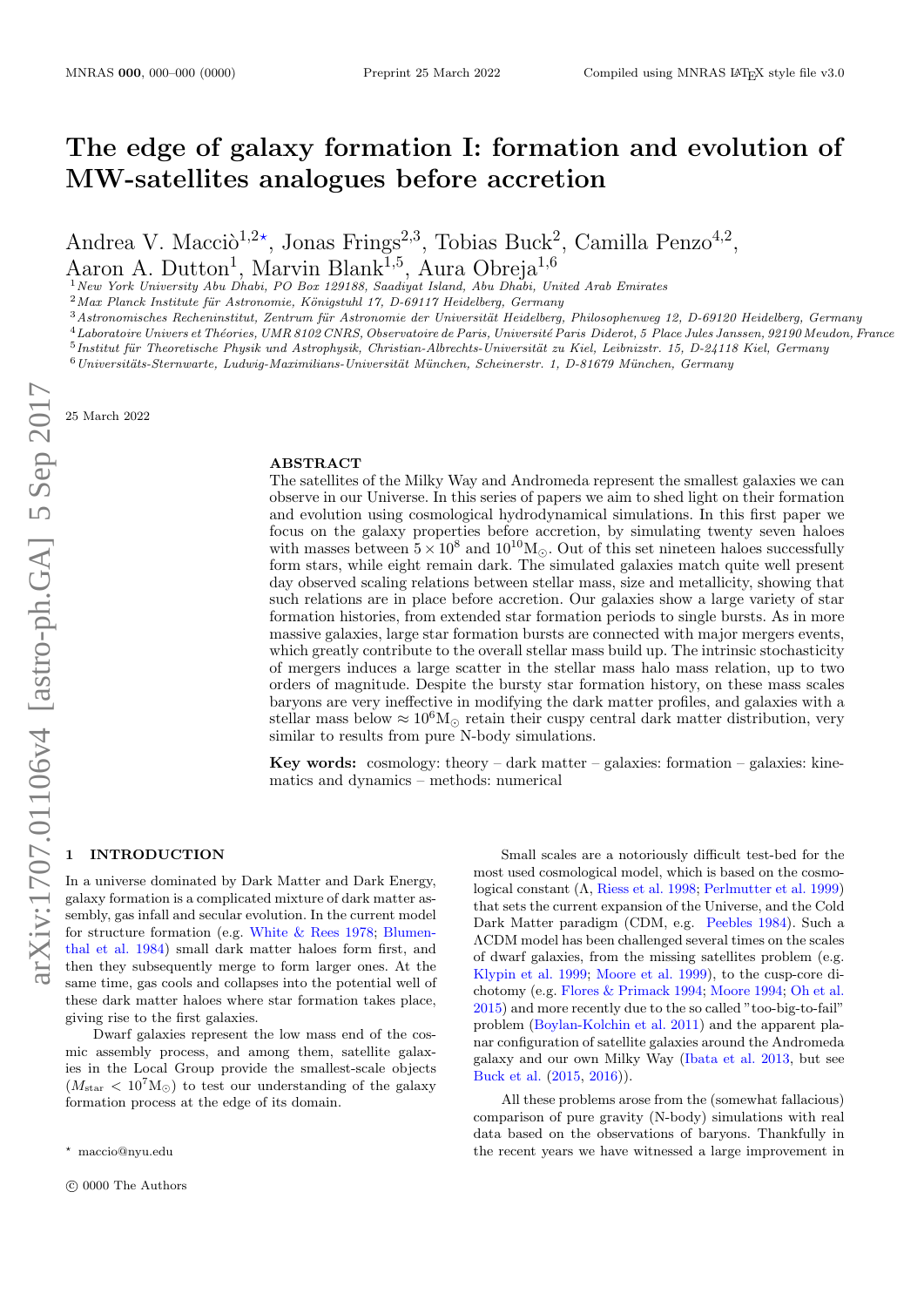# The edge of galaxy formation I: formation and evolution of MW-satellites analogues before accretion

Andrea V. Macciò[1,2⋆], Jonas Frings[2,3], Tobias Buck[2], Camilla Penzo[4,2], Aaron A. Dutton[1], Marvin Blank[1,5], Aura Obreja[1,6]

[1] New York University Abu Dhabi, PO Box 129188, Saadiyat Island, Abu Dhabi, United Arab Emirates
[2] Max Planck Institute für Astronomie, Königstuhl 17, D-69117 Heidelberg, Germany
[3] Astronomisches Recheninstitut, Zentrum für Astronomie der Universität Heidelberg, Philosophenweg 12, D-69120 Heidelberg, Germany
[4] Laboratoire Univers et Théories, UMR 8102 CNRS, Observatoire de Paris, Université Paris Diderot, 5 Place Jules Janssen, 92190 Meudon, France
[5] Institut für Theoretische Physik und Astrophysik, Christian-Albrechts-Universität zu Kiel, Leibnizstr. 15, D-24118 Kiel, Germany
[6] Universitäts-Sternwarte, Ludwig-Maximilians-Universität München, Scheinerstr. 1, D-81679 München, Germany

25 March 2022

## ABSTRACT

The satellites of the Milky Way and Andromeda represent the smallest galaxies we can observe in our Universe. In this series of papers we aim to shed light on their formation and evolution using cosmological hydrodynamical simulations. In this first paper we focus on the galaxy properties before accretion, by simulating twenty seven haloes with masses between $5 \times 10^8$ and $10^{10}\mathrm{M}_\odot$. Out of this set nineteen haloes successfully form stars, while eight remain dark. The simulated galaxies match quite well present day observed scaling relations between stellar mass, size and metallicity, showing that such relations are in place before accretion. Our galaxies show a large variety of star formation histories, from extended star formation periods to single bursts. As in more massive galaxies, large star formation bursts are connected with major mergers events, which greatly contribute to the overall stellar mass build up. The intrinsic stochasticity of mergers induces a large scatter in the stellar mass halo mass relation, up to two orders of magnitude. Despite the bursty star formation history, on these mass scales baryons are very ineffective in modifying the dark matter profiles, and galaxies with a stellar mass below $\approx 10^6\mathrm{M}_\odot$ retain their cuspy central dark matter distribution, very similar to results from pure N-body simulations.

**Key words:** cosmology: theory – dark matter – galaxies: formation – galaxies: kinematics and dynamics – methods: numerical

## 1 INTRODUCTION

In a universe dominated by Dark Matter and Dark Energy, galaxy formation is a complicated mixture of dark matter assembly, gas infall and secular evolution. In the current model for structure formation (e.g. White & Rees 1978; Blumenthal et al. 1984) small dark matter haloes form first, and then they subsequently merge to form larger ones. At the same time, gas cools and collapses into the potential well of these dark matter haloes where star formation takes place, giving rise to the first galaxies.

Dwarf galaxies represent the low mass end of the cosmic assembly process, and among them, satellite galaxies in the Local Group provide the smallest-scale objects ($M_{\rm star} < 10^7\mathrm{M}_\odot$) to test our understanding of the galaxy formation process at the edge of its domain.

Small scales are a notoriously difficult test-bed for the most used cosmological model, which is based on the cosmological constant (Λ, Riess et al. 1998; Perlmutter et al. 1999) that sets the current expansion of the Universe, and the Cold Dark Matter paradigm (CDM, e.g. Peebles 1984). Such a ΛCDM model has been challenged several times on the scales of dwarf galaxies, from the missing satellites problem (e.g. Klypin et al. 1999; Moore et al. 1999), to the cusp-core dichotomy (e.g. Flores & Primack 1994; Moore 1994; Oh et al. 2015) and more recently due to the so called "too-big-to-fail" problem (Boylan-Kolchin et al. 2011) and the apparent planar configuration of satellite galaxies around the Andromeda galaxy and our own Milky Way (Ibata et al. 2013, but see Buck et al. (2015, 2016)).

All these problems arose from the (somewhat fallacious) comparison of pure gravity (N-body) simulations with real data based on the observations of baryons. Thankfully in the recent years we have witnessed a large improvement in

⋆ maccio@nyu.edu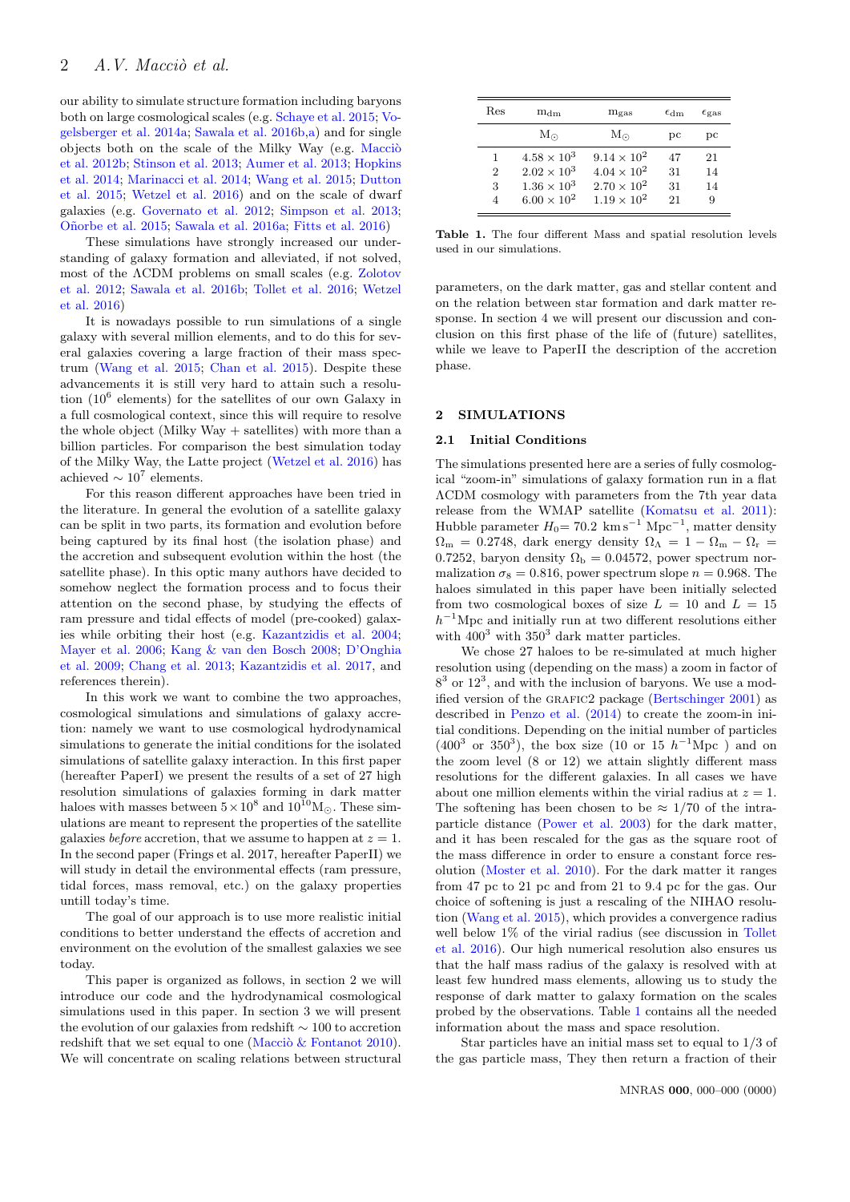our ability to simulate structure formation including baryons both on large cosmological scales (e.g. Schaye et al. 2015; Vogelsberger et al. 2014a; Sawala et al. 2016b,a) and for single objects both on the scale of the Milky Way (e.g. Macciò et al. 2012b; Stinson et al. 2013; Aumer et al. 2013; Hopkins et al. 2014; Marinacci et al. 2014; Wang et al. 2015; Dutton et al. 2015; Wetzel et al. 2016) and on the scale of dwarf galaxies (e.g. Governato et al. 2012; Simpson et al. 2013; Oñorbe et al. 2015; Sawala et al. 2016a; Fitts et al. 2016)

These simulations have strongly increased our understanding of galaxy formation and alleviated, if not solved, most of the ΛCDM problems on small scales (e.g. Zolotov et al. 2012; Sawala et al. 2016b; Tollet et al. 2016; Wetzel et al. 2016)

It is nowadays possible to run simulations of a single galaxy with several million elements, and to do this for several galaxies covering a large fraction of their mass spectrum (Wang et al. 2015; Chan et al. 2015). Despite these advancements it is still very hard to attain such a resolution ($10^6$ elements) for the satellites of our own Galaxy in a full cosmological context, since this will require to resolve the whole object (Milky Way + satellites) with more than a billion particles. For comparison the best simulation today of the Milky Way, the Latte project (Wetzel et al. 2016) has achieved $\sim 10^7$ elements.

For this reason different approaches have been tried in the literature. In general the evolution of a satellite galaxy can be split in two parts, its formation and evolution before being captured by its final host (the isolation phase) and the accretion and subsequent evolution within the host (the satellite phase). In this optic many authors have decided to somehow neglect the formation process and to focus their attention on the second phase, by studying the effects of ram pressure and tidal effects of model (pre-cooked) galaxies while orbiting their host (e.g. Kazantzidis et al. 2004; Mayer et al. 2006; Kang & van den Bosch 2008; D'Onghia et al. 2009; Chang et al. 2013; Kazantzidis et al. 2017, and references therein).

In this work we want to combine the two approaches, cosmological simulations and simulations of galaxy accretion: namely we want to use cosmological hydrodynamical simulations to generate the initial conditions for the isolated simulations of satellite galaxy interaction. In this first paper (hereafter PaperI) we present the results of a set of 27 high resolution simulations of galaxies forming in dark matter haloes with masses between $5 \times 10^8$ and $10^{10}\mathrm{M}_\odot$. These simulations are meant to represent the properties of the satellite galaxies *before* accretion, that we assume to happen at $z = 1$. In the second paper (Frings et al. 2017, hereafter PaperII) we will study in detail the environmental effects (ram pressure, tidal forces, mass removal, etc.) on the galaxy properties untill today's time.

The goal of our approach is to use more realistic initial conditions to better understand the effects of accretion and environment on the evolution of the smallest galaxies we see today.

This paper is organized as follows, in section 2 we will introduce our code and the hydrodynamical cosmological simulations used in this paper. In section 3 we will present the evolution of our galaxies from redshift $\sim 100$ to accretion redshift that we set equal to one (Macciò & Fontanot 2010). We will concentrate on scaling relations between structural parameters, on the dark matter, gas and stellar content and on the relation between star formation and dark matter response. In section 4 we will present our discussion and conclusion on this first phase of the life of (future) satellites, while we leave to PaperII the description of the accretion phase.

| Res | $\mathrm{m_{dm}}$ | $\mathrm{m_{gas}}$ | $\epsilon_{\mathrm{dm}}$ | $\epsilon_{\mathrm{gas}}$ |
|---|---|---|---|---|
| | $\mathrm{M}_\odot$ | $\mathrm{M}_\odot$ | pc | pc |
| 1 | $4.58 \times 10^3$ | $9.14 \times 10^2$ | 47 | 21 |
| 2 | $2.02 \times 10^3$ | $4.04 \times 10^2$ | 31 | 14 |
| 3 | $1.36 \times 10^3$ | $2.70 \times 10^2$ | 31 | 14 |
| 4 | $6.00 \times 10^2$ | $1.19 \times 10^2$ | 21 | 9 |

**Table 1.** The four different Mass and spatial resolution levels used in our simulations.

## 2 SIMULATIONS

### 2.1 Initial Conditions

The simulations presented here are a series of fully cosmological "zoom-in" simulations of galaxy formation run in a flat ΛCDM cosmology with parameters from the 7th year data release from the WMAP satellite (Komatsu et al. 2011): Hubble parameter $H_0 = 70.2\ \mathrm{km\,s^{-1}\ Mpc^{-1}}$, matter density $\Omega_\mathrm{m} = 0.2748$, dark energy density $\Omega_\Lambda = 1 - \Omega_\mathrm{m} - \Omega_\mathrm{r} = 0.7252$, baryon density $\Omega_\mathrm{b} = 0.04572$, power spectrum normalization $\sigma_8 = 0.816$, power spectrum slope $n = 0.968$. The haloes simulated in this paper have been initially selected from two cosmological boxes of size $L = 10$ and $L = 15$ $h^{-1}$Mpc and initially run at two different resolutions either with $400^3$ with $350^3$ dark matter particles.

We chose 27 haloes to be re-simulated at much higher resolution using (depending on the mass) a zoom in factor of $8^3$ or $12^3$, and with the inclusion of baryons. We use a modified version of the GRAFIC2 package (Bertschinger 2001) as described in Penzo et al. (2014) to create the zoom-in initial conditions. Depending on the initial number of particles ($400^3$ or $350^3$), the box size (10 or 15 $h^{-1}$Mpc ) and on the zoom level (8 or 12) we attain slightly different mass resolutions for the different galaxies. In all cases we have about one million elements within the virial radius at $z = 1$. The softening has been chosen to be $\approx 1/70$ of the intra-particle distance (Power et al. 2003) for the dark matter, and it has been rescaled for the gas as the square root of the mass difference in order to ensure a constant force resolution (Moster et al. 2010). For the dark matter it ranges from 47 pc to 21 pc and from 21 to 9.4 pc for the gas. Our choice of softening is just a rescaling of the NIHAO resolution (Wang et al. 2015), which provides a convergence radius well below 1% of the virial radius (see discussion in Tollet et al. 2016). Our high numerical resolution also ensures us that the half mass radius of the galaxy is resolved with at least few hundred mass elements, allowing us to study the response of dark matter to galaxy formation on the scales probed by the observations. Table 1 contains all the needed information about the mass and space resolution.

Star particles have an initial mass set to equal to 1/3 of the gas particle mass, They then return a fraction of their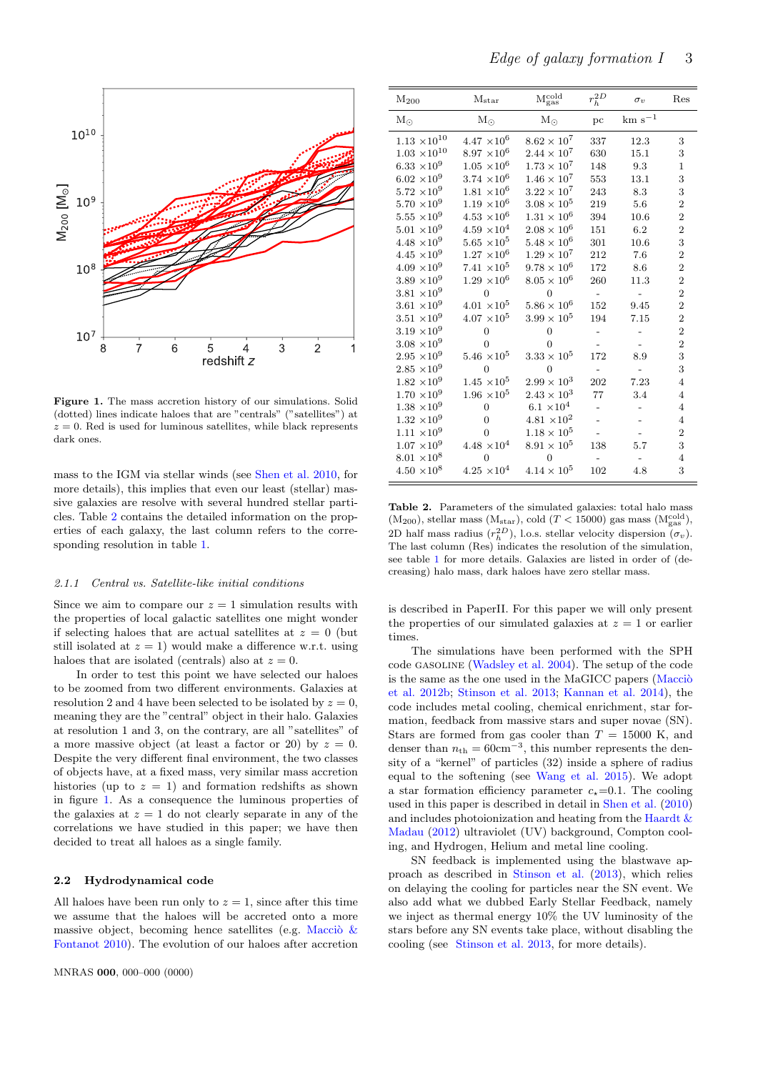**Figure 1.** The mass accretion history of our simulations. Solid (dotted) lines indicate haloes that are "centrals" ("satellites") at $z = 0$. Red is used for luminous satellites, while black represents dark ones.

mass to the IGM via stellar winds (see Shen et al. 2010, for more details), this implies that even our least (stellar) massive galaxies are resolve with several hundred stellar particles. Table 2 contains the detailed information on the properties of each galaxy, the last column refers to the corresponding resolution in table 1.

#### 2.1.1 Central vs. Satellite-like initial conditions

Since we aim to compare our $z = 1$ simulation results with the properties of local galactic satellites one might wonder if selecting haloes that are actual satellites at $z = 0$ (but still isolated at $z = 1$) would make a difference w.r.t. using haloes that are isolated (centrals) also at $z = 0$.

In order to test this point we have selected our haloes to be zoomed from two different environments. Galaxies at resolution 2 and 4 have been selected to be isolated by $z = 0$, meaning they are the "central" object in their halo. Galaxies at resolution 1 and 3, on the contrary, are all "satellites" of a more massive object (at least a factor or 20) by $z = 0$. Despite the very different final environment, the two classes of objects have, at a fixed mass, very similar mass accretion histories (up to $z = 1$) and formation redshifts as shown in figure 1. As a consequence the luminous properties of the galaxies at $z = 1$ do not clearly separate in any of the correlations we have studied in this paper; we have then decided to treat all haloes as a single family.

### 2.2 Hydrodynamical code

All haloes have been run only to $z = 1$, since after this time we assume that the haloes will be accreted onto a more massive object, becoming hence satellites (e.g. Macciò & Fontanot 2010). The evolution of our haloes after accretion is described in PaperII. For this paper we will only present the properties of our simulated galaxies at $z = 1$ or earlier times.

| $M_{200}$ | $M_{star}$ | $M_{gas}^{cold}$ | $r_h^{2D}$ | $\sigma_v$ | Res |
|---|---|---|---|---|---|
| $M_\odot$ | $M_\odot$ | $M_\odot$ | pc | km s$^{-1}$ | |
| $1.13 \times 10^{10}$ | $4.47 \times 10^6$ | $8.62 \times 10^7$ | 337 | 12.3 | 3 |
| $1.03 \times 10^{10}$ | $8.97 \times 10^6$ | $2.44 \times 10^7$ | 630 | 15.1 | 3 |
| $6.33 \times 10^9$ | $1.05 \times 10^6$ | $1.73 \times 10^7$ | 148 | 9.3 | 1 |
| $6.02 \times 10^9$ | $3.74 \times 10^6$ | $1.46 \times 10^7$ | 553 | 13.1 | 3 |
| $5.72 \times 10^9$ | $1.81 \times 10^6$ | $3.22 \times 10^7$ | 243 | 8.3 | 3 |
| $5.70 \times 10^9$ | $1.19 \times 10^6$ | $3.08 \times 10^5$ | 219 | 5.6 | 2 |
| $5.55 \times 10^9$ | $4.53 \times 10^6$ | $1.31 \times 10^6$ | 394 | 10.6 | 2 |
| $5.01 \times 10^9$ | $4.59 \times 10^4$ | $2.08 \times 10^6$ | 151 | 6.2 | 2 |
| $4.48 \times 10^9$ | $5.65 \times 10^5$ | $5.48 \times 10^6$ | 301 | 10.6 | 3 |
| $4.45 \times 10^9$ | $1.27 \times 10^6$ | $1.29 \times 10^7$ | 212 | 7.6 | 2 |
| $4.09 \times 10^9$ | $7.41 \times 10^5$ | $9.78 \times 10^6$ | 172 | 8.6 | 2 |
| $3.89 \times 10^9$ | $1.29 \times 10^6$ | $8.05 \times 10^6$ | 260 | 11.3 | 2 |
| $3.81 \times 10^9$ | 0 | 0 | - | - | 2 |
| $3.61 \times 10^9$ | $4.01 \times 10^5$ | $5.86 \times 10^6$ | 152 | 9.45 | 2 |
| $3.51 \times 10^9$ | $4.07 \times 10^5$ | $3.99 \times 10^5$ | 194 | 7.15 | 2 |
| $3.19 \times 10^9$ | 0 | 0 | - | - | 2 |
| $3.08 \times 10^9$ | 0 | 0 | - | - | 2 |
| $2.95 \times 10^9$ | $5.46 \times 10^5$ | $3.33 \times 10^5$ | 172 | 8.9 | 3 |
| $2.85 \times 10^9$ | 0 | 0 | - | - | 3 |
| $1.82 \times 10^9$ | $1.45 \times 10^5$ | $2.99 \times 10^3$ | 202 | 7.23 | 4 |
| $1.70 \times 10^9$ | $1.96 \times 10^5$ | $2.43 \times 10^3$ | 77 | 3.4 | 4 |
| $1.38 \times 10^9$ | 0 | $6.1 \times 10^4$ | - | - | 4 |
| $1.32 \times 10^9$ | 0 | $4.81 \times 10^2$ | - | - | 4 |
| $1.11 \times 10^9$ | 0 | $1.18 \times 10^5$ | - | - | 2 |
| $1.07 \times 10^9$ | $4.48 \times 10^4$ | $8.91 \times 10^5$ | 138 | 5.7 | 3 |
| $8.01 \times 10^8$ | 0 | 0 | - | - | 4 |
| $4.50 \times 10^8$ | $4.25 \times 10^4$ | $4.14 \times 10^5$ | 102 | 4.8 | 3 |

**Table 2.** Parameters of the simulated galaxies: total halo mass ($M_{200}$), stellar mass ($M_{star}$), cold ($T < 15000$) gas mass ($M_{gas}^{cold}$), 2D half mass radius ($r_h^{2D}$), l.o.s. stellar velocity dispersion ($\sigma_v$). The last column (Res) indicates the resolution of the simulation, see table 1 for more details. Galaxies are listed in order of (decreasing) halo mass, dark haloes have zero stellar mass.

The simulations have been performed with the SPH code GASOLINE (Wadsley et al. 2004). The setup of the code is the same as the one used in the MaGICC papers (Macciò et al. 2012b; Stinson et al. 2013; Kannan et al. 2014), the code includes metal cooling, chemical enrichment, star formation, feedback from massive stars and super novae (SN). Stars are formed from gas cooler than $T = 15000$ K, and denser than $n_{th} = 60\text{cm}^{-3}$, this number represents the density of a "kernel" of particles (32) inside a sphere of radius equal to the softening (see Wang et al. 2015). We adopt a star formation efficiency parameter $c_\star$=0.1. The cooling used in this paper is described in detail in Shen et al. (2010) and includes photoionization and heating from the Haardt & Madau (2012) ultraviolet (UV) background, Compton cooling, and Hydrogen, Helium and metal line cooling.

SN feedback is implemented using the blastwave approach as described in Stinson et al. (2013), which relies on delaying the cooling for particles near the SN event. We also add what we dubbed Early Stellar Feedback, namely we inject as thermal energy 10% the UV luminosity of the stars before any SN events take place, without disabling the cooling (see Stinson et al. 2013, for more details).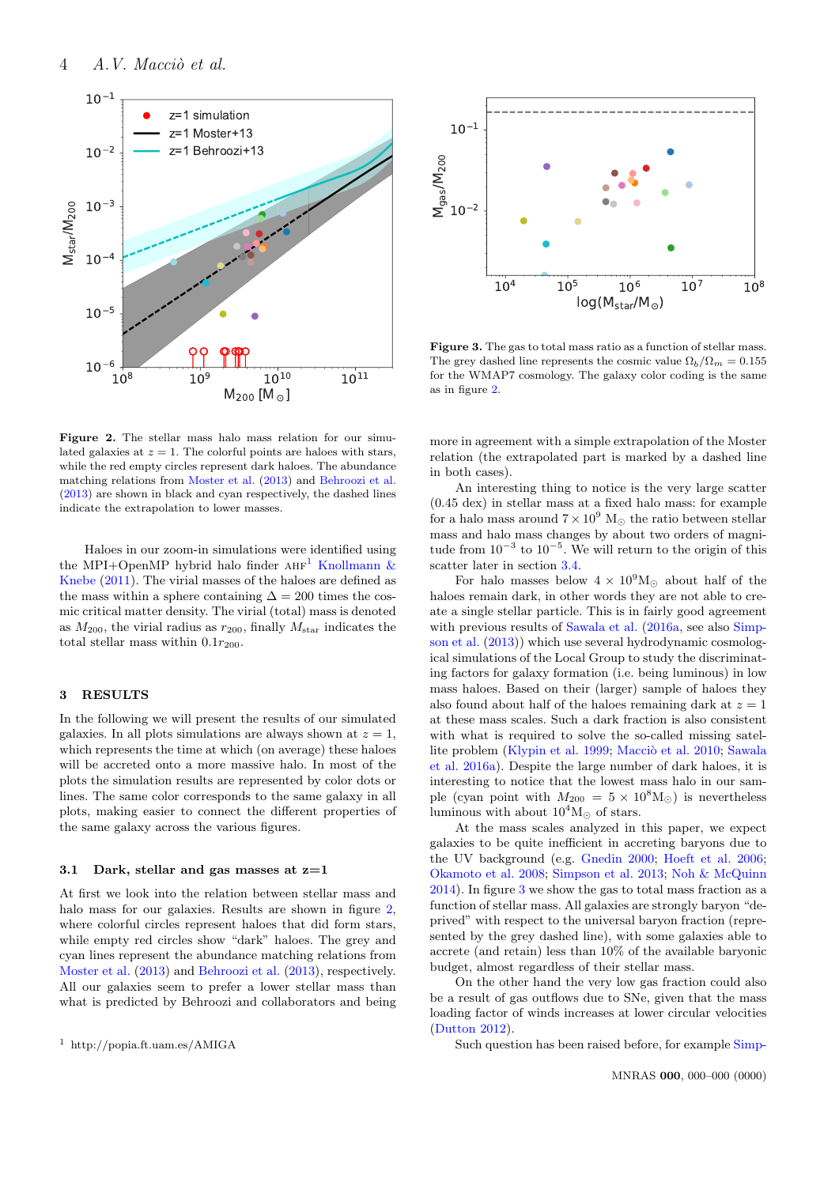**Figure 2.** The stellar mass halo mass relation for our simulated galaxies at $z = 1$. The colorful points are haloes with stars, while the red empty circles represent dark haloes. The abundance matching relations from Moster et al. (2013) and Behroozi et al. (2013) are shown in black and cyan respectively, the dashed lines indicate the extrapolation to lower masses.

**Figure 3.** The gas to total mass ratio as a function of stellar mass. The grey dashed line represents the cosmic value $\Omega_b/\Omega_m = 0.155$ for the WMAP7 cosmology. The galaxy color coding is the same as in figure 2.

Haloes in our zoom-in simulations were identified using the MPI+OpenMP hybrid halo finder AHF[1] Knollmann & Knebe (2011). The virial masses of the haloes are defined as the mass within a sphere containing $\Delta = 200$ times the cosmic critical matter density. The virial (total) mass is denoted as $M_{200}$, the virial radius as $r_{200}$, finally $M_{\rm star}$ indicates the total stellar mass within $0.1r_{200}$.

## 3 RESULTS

In the following we will present the results of our simulated galaxies. In all plots simulations are always shown at $z = 1$, which represents the time at which (on average) these haloes will be accreted onto a more massive halo. In most of the plots the simulation results are represented by color dots or lines. The same color corresponds to the same galaxy in all plots, making easier to connect the different properties of the same galaxy across the various figures.

### 3.1 Dark, stellar and gas masses at z=1

At first we look into the relation between stellar mass and halo mass for our galaxies. Results are shown in figure 2, where colorful circles represent haloes that did form stars, while empty red circles show "dark" haloes. The grey and cyan lines represent the abundance matching relations from Moster et al. (2013) and Behroozi et al. (2013), respectively. All our galaxies seem to prefer a lower stellar mass than what is predicted by Behroozi and collaborators and being more in agreement with a simple extrapolation of the Moster relation (the extrapolated part is marked by a dashed line in both cases).

An interesting thing to notice is the very large scatter (0.45 dex) in stellar mass at a fixed halo mass: for example for a halo mass around $7 \times 10^9$ M$_\odot$ the ratio between stellar mass and halo mass changes by about two orders of magnitude from $10^{-3}$ to $10^{-5}$. We will return to the origin of this scatter later in section 3.4.

For halo masses below $4 \times 10^9$M$_\odot$ about half of the haloes remain dark, in other words they are not able to create a single stellar particle. This is in fairly good agreement with previous results of Sawala et al. (2016a, see also Simpson et al. (2013)) which use several hydrodynamic cosmological simulations of the Local Group to study the discriminating factors for galaxy formation (i.e. being luminous) in low mass haloes. Based on their (larger) sample of haloes they also found about half of the haloes remaining dark at $z = 1$ at these mass scales. Such a dark fraction is also consistent with what is needed to solve the so-called missing satellite problem (Klypin et al. 1999; Macciò et al. 2010; Sawala et al. 2016a). Despite the large number of dark haloes, it is interesting to notice that the lowest mass halo in our sample (cyan point with $M_{200} = 5 \times 10^8$M$_\odot$) is nevertheless luminous with about $10^4$M$_\odot$ of stars.

At the mass scales analyzed in this paper, we expect galaxies to be quite inefficient in accreting baryons due to the UV background (e.g. Gnedin 2000; Hoeft et al. 2006; Okamoto et al. 2008; Simpson et al. 2013; Noh & McQuinn 2014). In figure 3 we show the gas to total mass fraction as a function of stellar mass. All galaxies are strongly baryon "deprived" with respect to the universal baryon fraction (represented by the grey dashed line), with some galaxies able to accrete (and retain) less than 10% of the available baryonic budget, almost regardless of their stellar mass.

On the other hand the very low gas fraction could also be a result of gas outflows due to SNe, given that the mass loading factor of winds increases at lower circular velocities (Dutton 2012).

Such question has been raised before, for example Simp-

[1] http://popia.ft.uam.es/AMIGA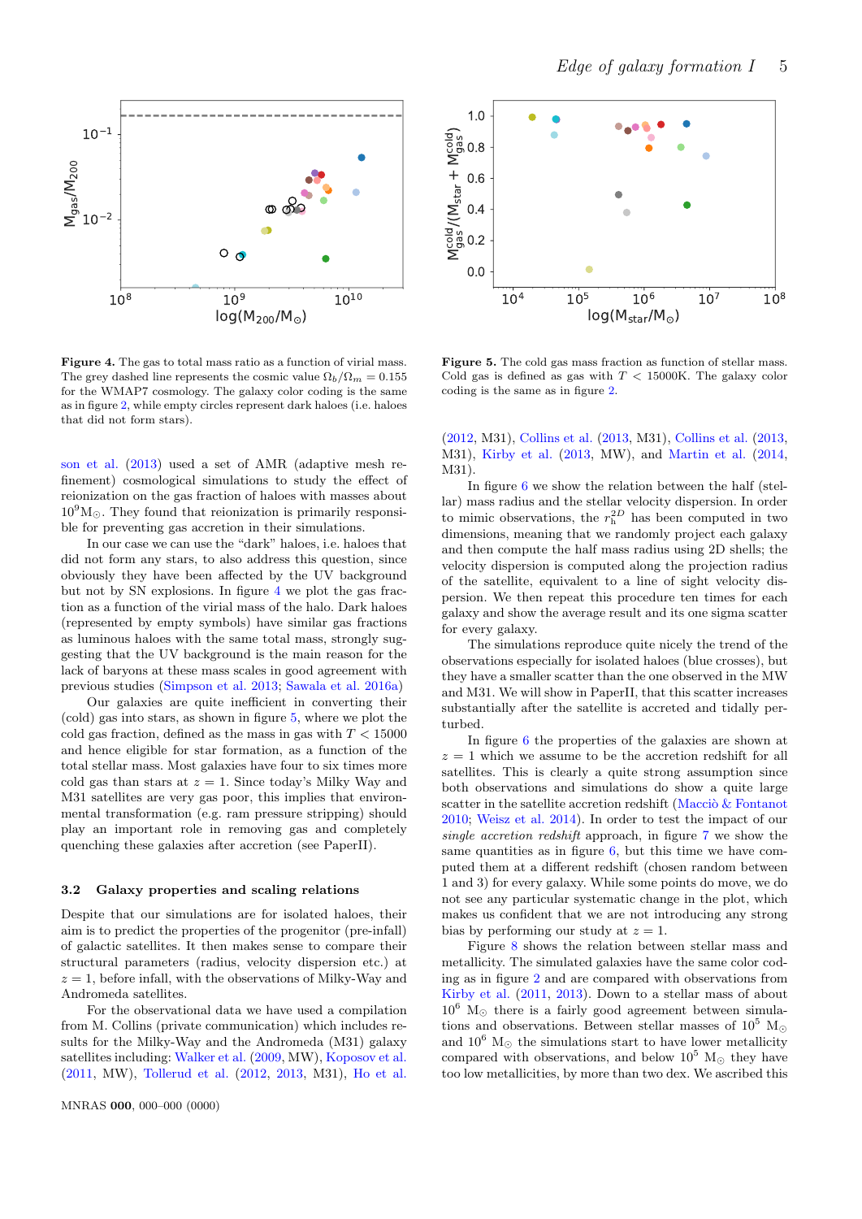**Figure 4.** The gas to total mass ratio as a function of virial mass. The grey dashed line represents the cosmic value $\Omega_b/\Omega_m = 0.155$ for the WMAP7 cosmology. The galaxy color coding is the same as in figure 2, while empty circles represent dark haloes (i.e. haloes that did not form stars).

**Figure 5.** The cold gas mass fraction as function of stellar mass. Cold gas is defined as gas with $T < 15000$K. The galaxy color coding is the same as in figure 2.

son et al. (2013) used a set of AMR (adaptive mesh refinement) cosmological simulations to study the effect of reionization on the gas fraction of haloes with masses about $10^9$M$_\odot$. They found that reionization is primarily responsible for preventing gas accretion in their simulations.

In our case we can use the "dark" haloes, i.e. haloes that did not form any stars, to also address this question, since obviously they have been affected by the UV background but not by SN explosions. In figure 4 we plot the gas fraction as a function of the virial mass of the halo. Dark haloes (represented by empty symbols) have similar gas fractions as luminous haloes with the same total mass, strongly suggesting that the UV background is the main reason for the lack of baryons at these mass scales in good agreement with previous studies (Simpson et al. 2013; Sawala et al. 2016a)

Our galaxies are quite inefficient in converting their (cold) gas into stars, as shown in figure 5, where we plot the cold gas fraction, defined as the mass in gas with $T < 15000$ and hence eligible for star formation, as a function of the total stellar mass. Most galaxies have four to six times more cold gas than stars at $z = 1$. Since today's Milky Way and M31 satellites are very gas poor, this implies that environmental transformation (e.g. ram pressure stripping) should play an important role in removing gas and completely quenching these galaxies after accretion (see PaperII).

### 3.2 Galaxy properties and scaling relations

Despite that our simulations are for isolated haloes, their aim is to predict the properties of the progenitor (pre-infall) of galactic satellites. It then makes sense to compare their structural parameters (radius, velocity dispersion etc.) at $z = 1$, before infall, with the observations of Milky-Way and Andromeda satellites.

For the observational data we have used a compilation from M. Collins (private communication) which includes results for the Milky-Way and the Andromeda (M31) galaxy satellites including: Walker et al. (2009, MW), Koposov et al. (2011, MW), Tollerud et al. (2012, 2013, M31), Ho et al. (2012, M31), Collins et al. (2013, M31), Collins et al. (2013, M31), Kirby et al. (2013, MW), and Martin et al. (2014, M31).

In figure 6 we show the relation between the half (stellar) mass radius and the stellar velocity dispersion. In order to mimic observations, the $r_h^{2D}$ has been computed in two dimensions, meaning that we randomly project each galaxy and then compute the half mass radius using 2D shells; the velocity dispersion is computed along the projection radius of the satellite, equivalent to a line of sight velocity dispersion. We then repeat this procedure ten times for each galaxy and show the average result and its one sigma scatter for every galaxy.

The simulations reproduce quite nicely the trend of the observations especially for isolated haloes (blue crosses), but they have a smaller scatter than the one observed in the MW and M31. We will show in PaperII, that this scatter increases substantially after the satellite is accreted and tidally perturbed.

In figure 6 the properties of the galaxies are shown at $z = 1$ which we assume to be the accretion redshift for all satellites. This is clearly a quite strong assumption since both observations and simulations do show a quite large scatter in the satellite accretion redshift (Macciò & Fontanot 2010; Weisz et al. 2014). In order to test the impact of our *single accretion redshift* approach, in figure 7 we show the same quantities as in figure 6, but this time we have computed them at a different redshift (chosen random between 1 and 3) for every galaxy. While some points do move, we do not see any particular systematic change in the plot, which makes us confident that we are not introducing any strong bias by performing our study at $z = 1$.

Figure 8 shows the relation between stellar mass and metallicity. The simulated galaxies have the same color coding as in figure 2 and are compared with observations from Kirby et al. (2011, 2013). Down to a stellar mass of about $10^6$ M$_\odot$ there is a fairly good agreement between simulations and observations. Between stellar masses of $10^5$ M$_\odot$ and $10^6$ M$_\odot$ the simulations start to have lower metallicity compared with observations, and below $10^5$ M$_\odot$ they have too low metallicities, by more than two dex. We ascribed this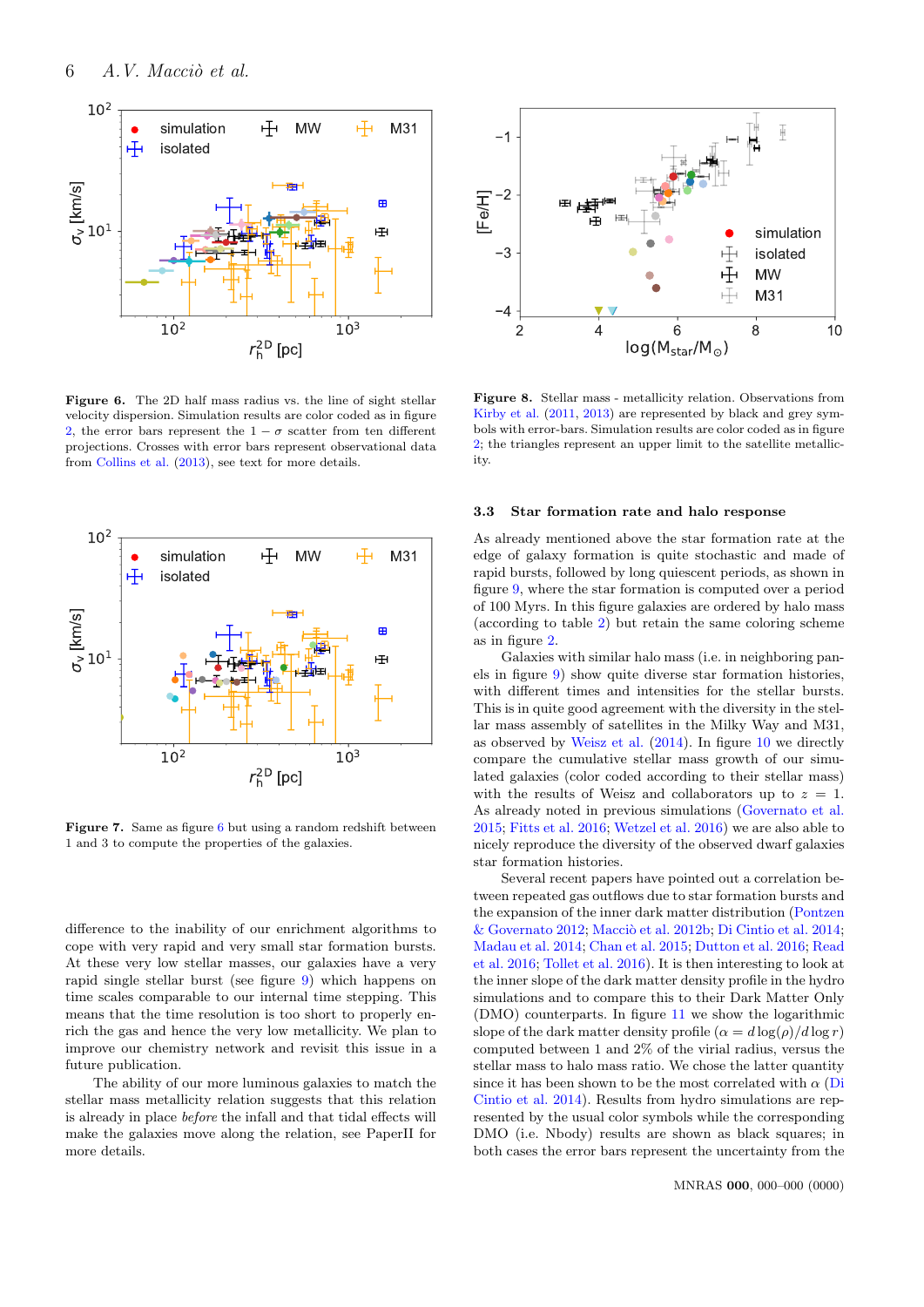**Figure 6.** The 2D half mass radius vs. the line of sight stellar velocity dispersion. Simulation results are color coded as in figure 2, the error bars represent the $1-\sigma$ scatter from ten different projections. Crosses with error bars represent observational data from Collins et al. (2013), see text for more details.

**Figure 7.** Same as figure 6 but using a random redshift between 1 and 3 to compute the properties of the galaxies.

difference to the inability of our enrichment algorithms to cope with very rapid and very small star formation bursts. At these very low stellar masses, our galaxies have a very rapid single stellar burst (see figure 9) which happens on time scales comparable to our internal time stepping. This means that the time resolution is too short to properly enrich the gas and hence the very low metallicity. We plan to improve our chemistry network and revisit this issue in a future publication.

The ability of our more luminous galaxies to match the stellar mass metallicity relation suggests that this relation is already in place *before* the infall and that tidal effects will make the galaxies move along the relation, see PaperII for more details.

**Figure 8.** Stellar mass - metallicity relation. Observations from Kirby et al. (2011, 2013) are represented by black and grey symbols with error-bars. Simulation results are color coded as in figure 2; the triangles represent an upper limit to the satellite metallicity.

### 3.3 Star formation rate and halo response

As already mentioned above the star formation rate at the edge of galaxy formation is quite stochastic and made of rapid bursts, followed by long quiescent periods, as shown in figure 9, where the star formation is computed over a period of 100 Myrs. In this figure galaxies are ordered by halo mass (according to table 2) but retain the same coloring scheme as in figure 2.

Galaxies with similar halo mass (i.e. in neighboring panels in figure 9) show quite diverse star formation histories, with different times and intensities for the stellar bursts. This is in quite good agreement with the diversity in the stellar mass assembly of satellites in the Milky Way and M31, as observed by Weisz et al. (2014). In figure 10 we directly compare the cumulative stellar mass growth of our simulated galaxies (color coded according to their stellar mass) with the results of Weisz and collaborators up to $z=1$. As already noted in previous simulations (Governato et al. 2015; Fitts et al. 2016; Wetzel et al. 2016) we are also able to nicely reproduce the diversity of the observed dwarf galaxies star formation histories.

Several recent papers have pointed out a correlation between repeated gas outflows due to star formation bursts and the expansion of the inner dark matter distribution (Pontzen & Governato 2012; Macciò et al. 2012b; Di Cintio et al. 2014; Madau et al. 2014; Chan et al. 2015; Dutton et al. 2016; Read et al. 2016; Tollet et al. 2016). It is then interesting to look at the inner slope of the dark matter density profile in the hydro simulations and to compare this to their Dark Matter Only (DMO) counterparts. In figure 11 we show the logarithmic slope of the dark matter density profile ($\alpha = d\log(\rho)/d\log r$) computed between 1 and 2% of the virial radius, versus the stellar mass to halo mass ratio. We chose the latter quantity since it has been shown to be the most correlated with $\alpha$ (Di Cintio et al. 2014). Results from hydro simulations are represented by the usual color symbols while the corresponding DMO (i.e. Nbody) results are shown as black squares; in both cases the error bars represent the uncertainty from the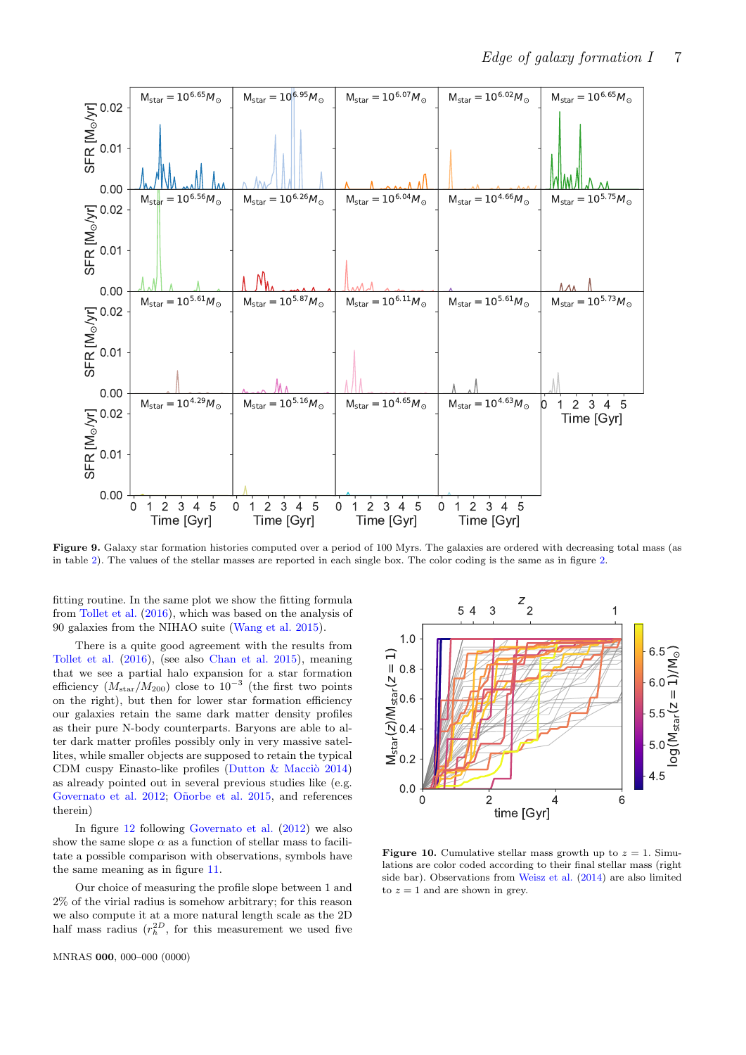**Figure 9.** Galaxy star formation histories computed over a period of 100 Myrs. The galaxies are ordered with decreasing total mass (as in table 2). The values of the stellar masses are reported in each single box. The color coding is the same as in figure 2.

fitting routine. In the same plot we show the fitting formula from Tollet et al. (2016), which was based on the analysis of 90 galaxies from the NIHAO suite (Wang et al. 2015).

There is a quite good agreement with the results from Tollet et al. (2016), (see also Chan et al. 2015), meaning that we see a partial halo expansion for a star formation efficiency ($M_{\rm star}/M_{200}$) close to $10^{-3}$ (the first two points on the right), but then for lower star formation efficiency our galaxies retain the same dark matter density profiles as their pure N-body counterparts. Baryons are able to alter dark matter profiles possibly only in very massive satellites, while smaller objects are supposed to retain the typical CDM cuspy Einasto-like profiles (Dutton & Macciò 2014) as already pointed out in several previous studies like (e.g. Governato et al. 2012; Oñorbe et al. 2015, and references therein)

In figure 12 following Governato et al. (2012) we also show the same slope $\alpha$ as a function of stellar mass to facilitate a possible comparison with observations, symbols have the same meaning as in figure 11.

Our choice of measuring the profile slope between 1 and 2% of the virial radius is somehow arbitrary; for this reason we also compute it at a more natural length scale as the 2D half mass radius ($r_h^{2D}$, for this measurement we used five

**Figure 10.** Cumulative stellar mass growth up to $z = 1$. Simulations are color coded according to their final stellar mass (right side bar). Observations from Weisz et al. (2014) are also limited to $z = 1$ and are shown in grey.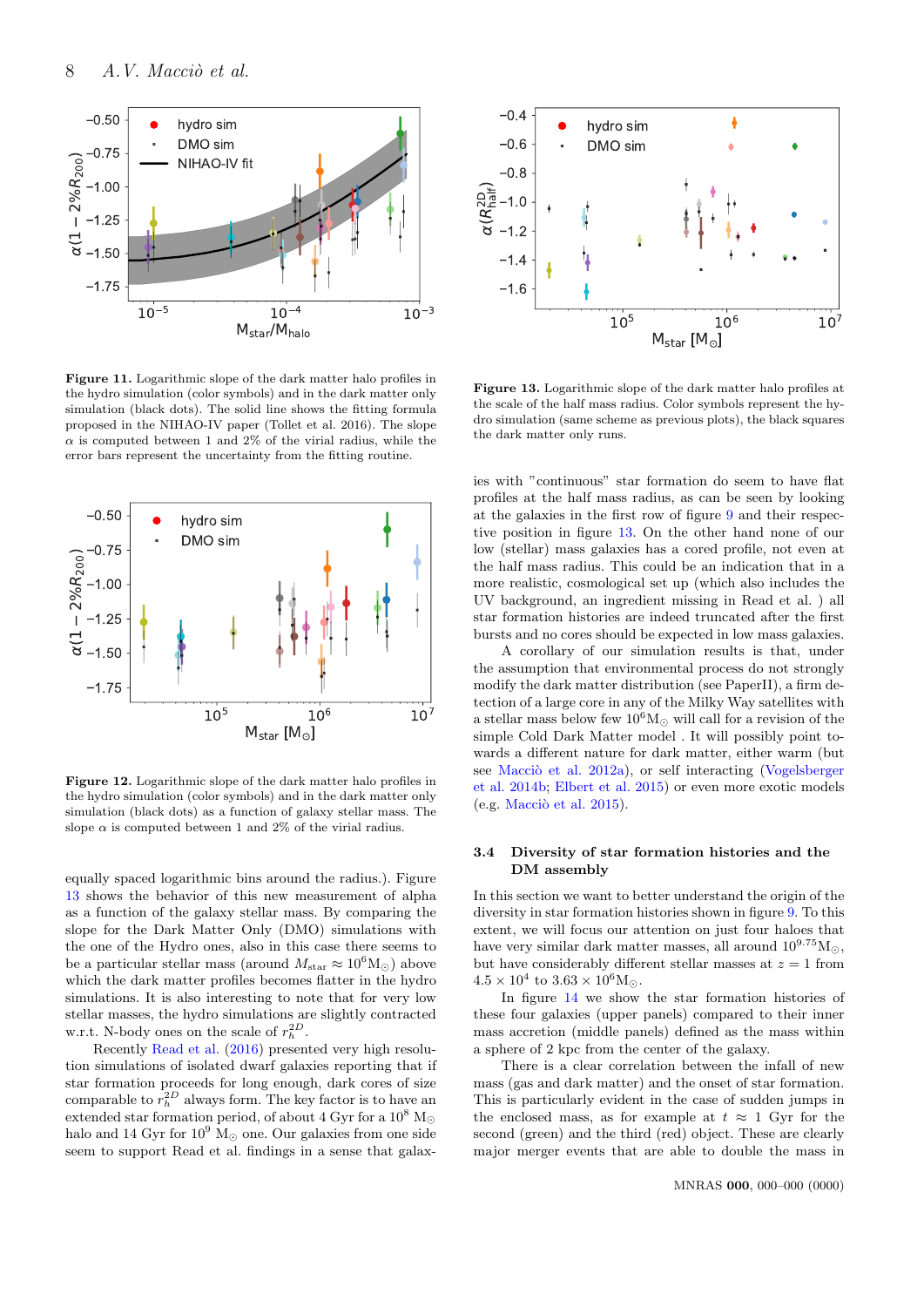**Figure 11.** Logarithmic slope of the dark matter halo profiles in the hydro simulation (color symbols) and in the dark matter only simulation (black dots). The solid line shows the fitting formula proposed in the NIHAO-IV paper (Tollet et al. 2016). The slope $\alpha$ is computed between 1 and 2% of the virial radius, while the error bars represent the uncertainty from the fitting routine.

**Figure 12.** Logarithmic slope of the dark matter halo profiles in the hydro simulation (color symbols) and in the dark matter only simulation (black dots) as a function of galaxy stellar mass. The slope $\alpha$ is computed between 1 and 2% of the virial radius.

equally spaced logarithmic bins around the radius.). Figure 13 shows the behavior of this new measurement of alpha as a function of the galaxy stellar mass. By comparing the slope for the Dark Matter Only (DMO) simulations with the one of the Hydro ones, also in this case there seems to be a particular stellar mass (around $M_{\rm star} \approx 10^6 {\rm M}_\odot$) above which the dark matter profiles becomes flatter in the hydro simulations. It is also interesting to note that for very low stellar masses, the hydro simulations are slightly contracted w.r.t. N-body ones on the scale of $r_h^{2D}$.

Recently Read et al. (2016) presented very high resolution simulations of isolated dwarf galaxies reporting that if star formation proceeds for long enough, dark cores of size comparable to $r_h^{2D}$ always form. The key factor is to have an extended star formation period, of about 4 Gyr for a $10^8$ M$_\odot$ halo and 14 Gyr for $10^9$ M$_\odot$ one. Our galaxies from one side seem to support Read et al. findings in a sense that galaxies with "continuous" star formation do seem to have flat profiles at the half mass radius, as can be seen by looking at the galaxies in the first row of figure 9 and their respective position in figure 13. On the other hand none of our low (stellar) mass galaxies has a cored profile, not even at the half mass radius. This is an indication that in a more realistic, cosmological set up (which also includes the UV background, an ingredient missing in Read et al. ) all star formation histories are indeed truncated after the first bursts and no cores should be expected in low mass galaxies.

A corollary of our simulation results is that, under the assumption that environmental process do not strongly modify the dark matter distribution (see PaperII), a firm detection of a large core in any of the Milky Way satellites with a stellar mass below few $10^6 {\rm M}_\odot$ will call for a revision of the simple Cold Dark Matter model . It will possibly point towards a different nature for dark matter, either warm (but see Macciò et al. 2012a), or self interacting (Vogelsberger et al. 2014b; Elbert et al. 2015) or even more exotic models (e.g. Macciò et al. 2015).

**Figure 13.** Logarithmic slope of the dark matter halo profiles at the scale of the half mass radius. Color symbols represent the hydro simulation (same scheme as previous plots), the black squares the dark matter only runs.

### 3.4 Diversity of star formation histories and the DM assembly

In this section we want to better understand the origin of the diversity in star formation histories shown in figure 9. To this extent, we will focus our attention on just four haloes that have very similar dark matter masses, all around $10^{9.75}{\rm M}_\odot$, but have considerably different stellar masses at $z = 1$ from $4.5 \times 10^4$ to $3.63 \times 10^6 {\rm M}_\odot$.

In figure 14 we show the star formation histories of these four galaxies (upper panels) compared to their inner mass accretion (middle panels) defined as the mass within a sphere of 2 kpc from the center of the galaxy.

There is a clear correlation between the infall of new mass (gas and dark matter) and the onset of star formation. This is particularly evident in the case of sudden jumps in the enclosed mass, as for example at $t \approx 1$ Gyr for the second (green) and the third (red) object. These are clearly major merger events that are able to double the mass in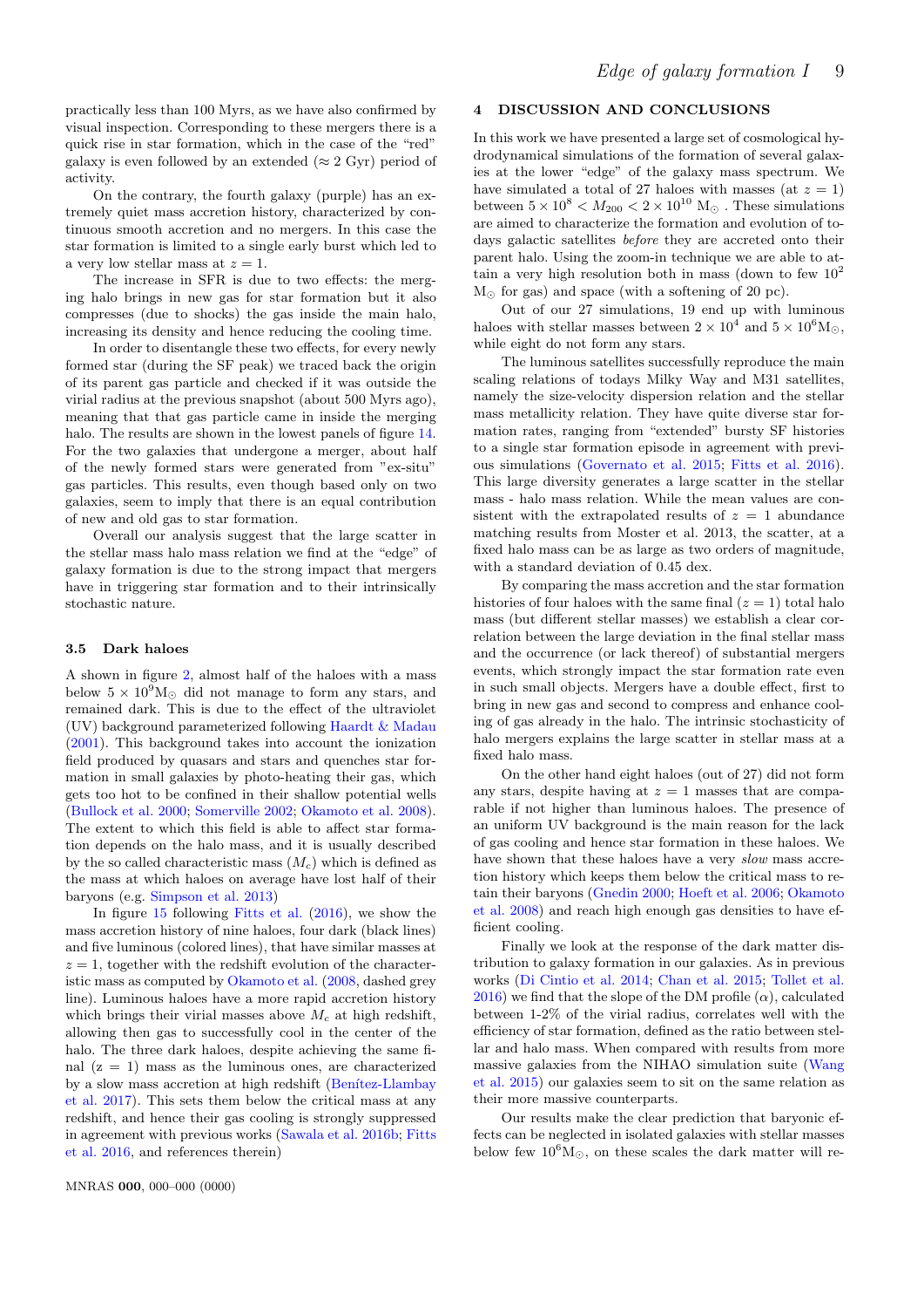practically less than 100 Myrs, as we have also confirmed by visual inspection. Corresponding to these mergers there is a quick rise in star formation, which in the case of the "red" galaxy is even followed by an extended ($\approx 2$ Gyr) period of activity.

On the contrary, the fourth galaxy (purple) has an extremely quiet mass accretion history, characterized by continuous smooth accretion and no mergers. In this case the star formation is limited to a single early burst which led to a very low stellar mass at $z = 1$.

The increase in SFR is due to two effects: the merging halo brings in new gas for star formation but it also compresses (due to shocks) the gas inside the main halo, increasing its density and hence reducing the cooling time.

In order to disentangle these two effects, for every newly formed star (during the SF peak) we traced back the origin of its parent gas particle and checked if it was outside the virial radius at the previous snapshot (about 500 Myrs ago), meaning that that gas particle came in inside the merging halo. The results are shown in the lowest panels of figure 14. For the two galaxies that undergone a merger, about half of the newly formed stars were generated from "ex-situ" gas particles. This results, even though based only on two galaxies, seem to imply that there is an equal contribution of new and old gas to star formation.

Overall our analysis suggest that the large scatter in the stellar mass halo mass relation we find at the "edge" of galaxy formation is due to the strong impact that mergers have in triggering star formation and to their intrinsically stochastic nature.

### 3.5 Dark haloes

A shown in figure 2, almost half of the haloes with a mass below $5 \times 10^9 \mathrm{M}_\odot$ did not manage to form any stars, and remained dark. This is due to the effect of the ultraviolet (UV) background parameterized following Haardt & Madau (2001). This background takes into account the ionization field produced by quasars and stars and quenches star formation in small galaxies by photo-heating their gas, which gets too hot to be confined in their shallow potential wells (Bullock et al. 2000; Somerville 2002; Okamoto et al. 2008). The extent to which this field is able to affect star formation depends on the halo mass, and it is usually described by the so called characteristic mass ($M_c$) which is defined as the mass at which haloes on average have lost half of their baryons (e.g. Simpson et al. 2013)

In figure 15 following Fitts et al. (2016), we show the mass accretion history of nine haloes, four dark (black lines) and five luminous (colored lines), that have similar masses at $z = 1$, together with the redshift evolution of the characteristic mass as computed by Okamoto et al. (2008, dashed grey line). Luminous haloes have a more rapid accretion history which brings their virial masses above $M_c$ at high redshift, allowing then gas to successfully cool in the center of the halo. The three dark haloes, despite achieving the same final ($z = 1$) mass as the luminous ones, are characterized by a slow mass accretion at high redshift (Benítez-Llambay et al. 2017). This sets them below the critical mass at any redshift, and hence their gas cooling is strongly suppressed in agreement with previous works (Sawala et al. 2016b; Fitts et al. 2016, and references therein)

## 4 DISCUSSION AND CONCLUSIONS

In this work we have presented a large set of cosmological hydrodynamical simulations of the formation of several galaxies at the lower "edge" of the galaxy mass spectrum. We have simulated a total of 27 haloes with masses (at $z = 1$) between $5 \times 10^8 < M_{200} < 2 \times 10^{10}$ $\mathrm{M}_\odot$ . These simulations are aimed to characterize the formation and evolution of todays galactic satellites *before* they are accreted onto their parent halo. Using the zoom-in technique we are able to attain a very high resolution both in mass (down to few $10^2$ $\mathrm{M}_\odot$ for gas) and space (with a softening of 20 pc).

Out of our 27 simulations, 19 end up with luminous haloes with stellar masses between $2 \times 10^4$ and $5 \times 10^6 \mathrm{M}_\odot$, while eight do not form any stars.

The luminous satellites successfully reproduce the main scaling relations of todays Milky Way and M31 satellites, namely the size-velocity dispersion relation and the stellar mass metallicity relation. They have quite diverse star formation rates, ranging from "extended" bursty SF histories to a single star formation episode in agreement with previous simulations (Governato et al. 2015; Fitts et al. 2016). This large diversity generates a large scatter in the stellar mass - halo mass relation. While the mean values are consistent with the extrapolated results of $z = 1$ abundance matching results from Moster et al. 2013, the scatter, at a fixed halo mass can be as large as two orders of magnitude, with a standard deviation of 0.45 dex.

By comparing the mass accretion and the star formation histories of four haloes with the same final ($z = 1$) total halo mass (but different stellar masses) we establish a clear correlation between the large deviation in the final stellar mass and the occurrence (or lack thereof) of substantial mergers events, which strongly impact the star formation rate even in such small objects. Mergers have a double effect, first to bring in new gas and second to compress and enhance cooling of gas already in the halo. The intrinsic stochasticity of halo mergers explains the large scatter in stellar mass at a fixed halo mass.

On the other hand eight haloes (out of 27) did not form any stars, despite having at $z = 1$ masses that are comparable if not higher than luminous haloes. The presence of an uniform UV background is the main reason for the lack of gas cooling and hence star formation in these haloes. We have shown that these haloes have a very *slow* mass accretion history which keeps them below the critical mass to retain their baryons (Gnedin 2000; Hoeft et al. 2006; Okamoto et al. 2008) and reach high enough gas densities to have efficient cooling.

Finally we look at the response of the dark matter distribution to galaxy formation in our galaxies. As in previous works (Di Cintio et al. 2014; Chan et al. 2015; Tollet et al. 2016) we find that the slope of the DM profile ($\alpha$), calculated between 1-2% of the virial radius, correlates well with the efficiency of star formation, defined as the ratio between stellar and halo mass. When compared with results from more massive galaxies from the NIHAO simulation suite (Wang et al. 2015) our galaxies seem to sit on the same relation as their more massive counterparts.

Our results make the clear prediction that baryonic effects can be neglected in isolated galaxies with stellar masses below few $10^6 \mathrm{M}_\odot$, on these scales the dark matter will re-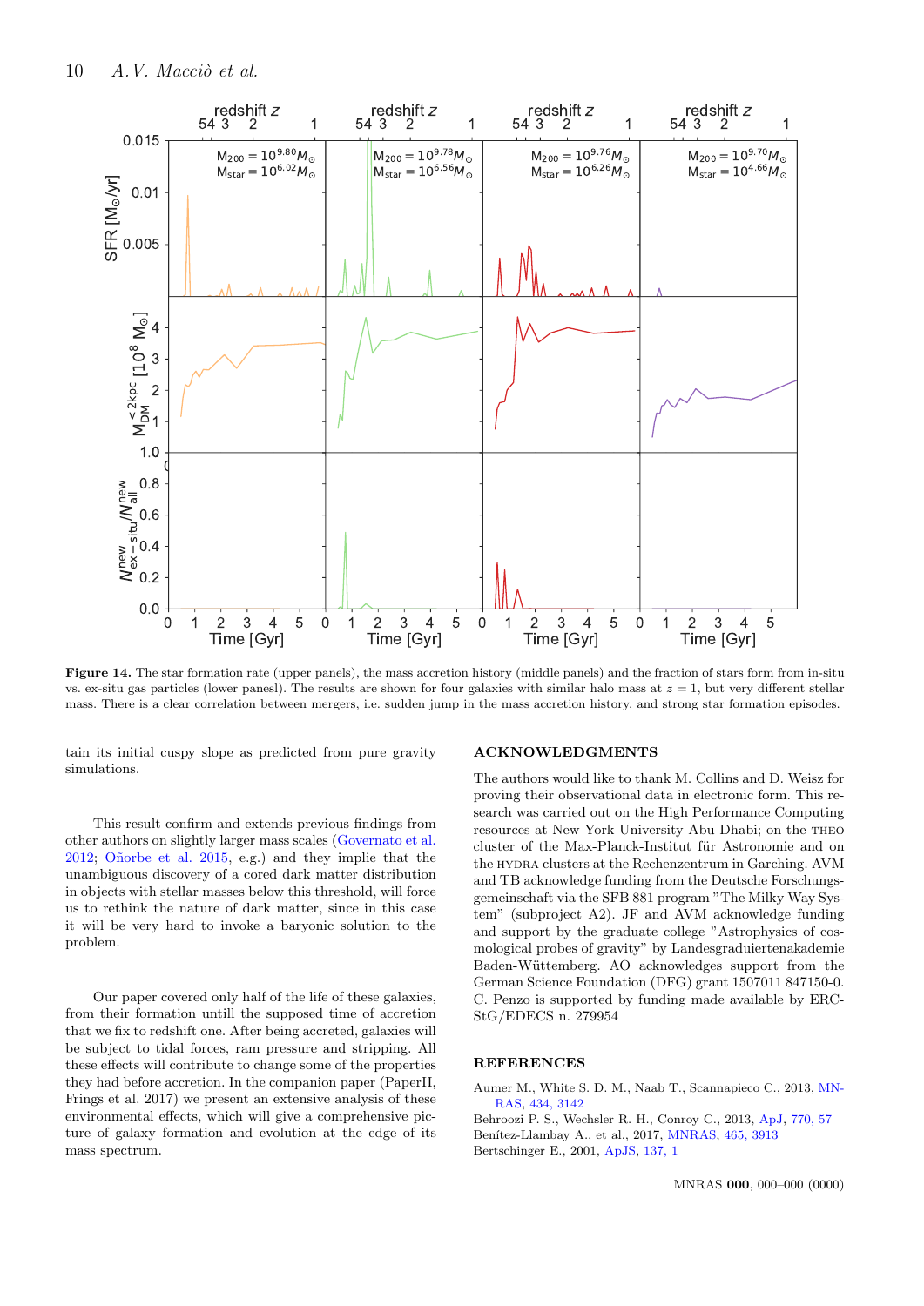**Figure 14.** The star formation rate (upper panels), the mass accretion history (middle panels) and the fraction of stars form from in-situ vs. ex-situ gas particles (lower panesl). The results are shown for four galaxies with similar halo mass at $z = 1$, but very different stellar mass. There is a clear correlation between mergers, i.e. sudden jump in the mass accretion history, and strong star formation episodes.

tain its initial cuspy slope as predicted from pure gravity simulations.

This result confirm and extends previous findings from other authors on slightly larger mass scales (Governato et al. 2012; Oñorbe et al. 2015, e.g.) and they imply that the unambiguous discovery of a cored dark matter distribution in objects with stellar masses below this threshold, will force us to rethink the nature of dark matter, since in this case it will be very hard to invoke a baryonic solution to the problem.

Our paper covered only half of the life of these galaxies, from their formation untill the supposed time of accretion that we fix to redshift one. After being accreted, galaxies will be subject to tidal forces, ram pressure and stripping. All these effects will contribute to change some of the properties they had before accretion. In the companion paper (PaperII, Frings et al. 2017) we present an extensive analysis of these environmental effects, which will give a comprehensive picture of galaxy formation and evolution at the edge of its mass spectrum.

## ACKNOWLEDGMENTS

The authors would like to thank M. Collins and D. Weisz for proving their observational data in electronic form. This research was carried out on the High Performance Computing resources at New York University Abu Dhabi; on the THEO cluster of the Max-Planck-Institut für Astronomie and on the HYDRA clusters at the Rechenzentrum in Garching. AVM and TB acknowledge funding from the Deutsche Forschungsgemeinschaft via the SFB 881 program "The Milky Way System" (subproject A2). JF and AVM acknowledge funding and support by the graduate college "Astrophysics of cosmological probes of gravity" by Landesgraduiertenakademie Baden-Württemberg. AO acknowledges support from the German Science Foundation (DFG) grant 1507011 847150-0. C. Penzo is supported by funding made available by ERC-StG/EDECS n. 279954

## REFERENCES

Aumer M., White S. D. M., Naab T., Scannapieco C., 2013, MNRAS, 434, 3142

Behroozi P. S., Wechsler R. H., Conroy C., 2013, ApJ, 770, 57

Benítez-Llambay A., et al., 2017, MNRAS, 465, 3913

Bertschinger E., 2001, ApJS, 137, 1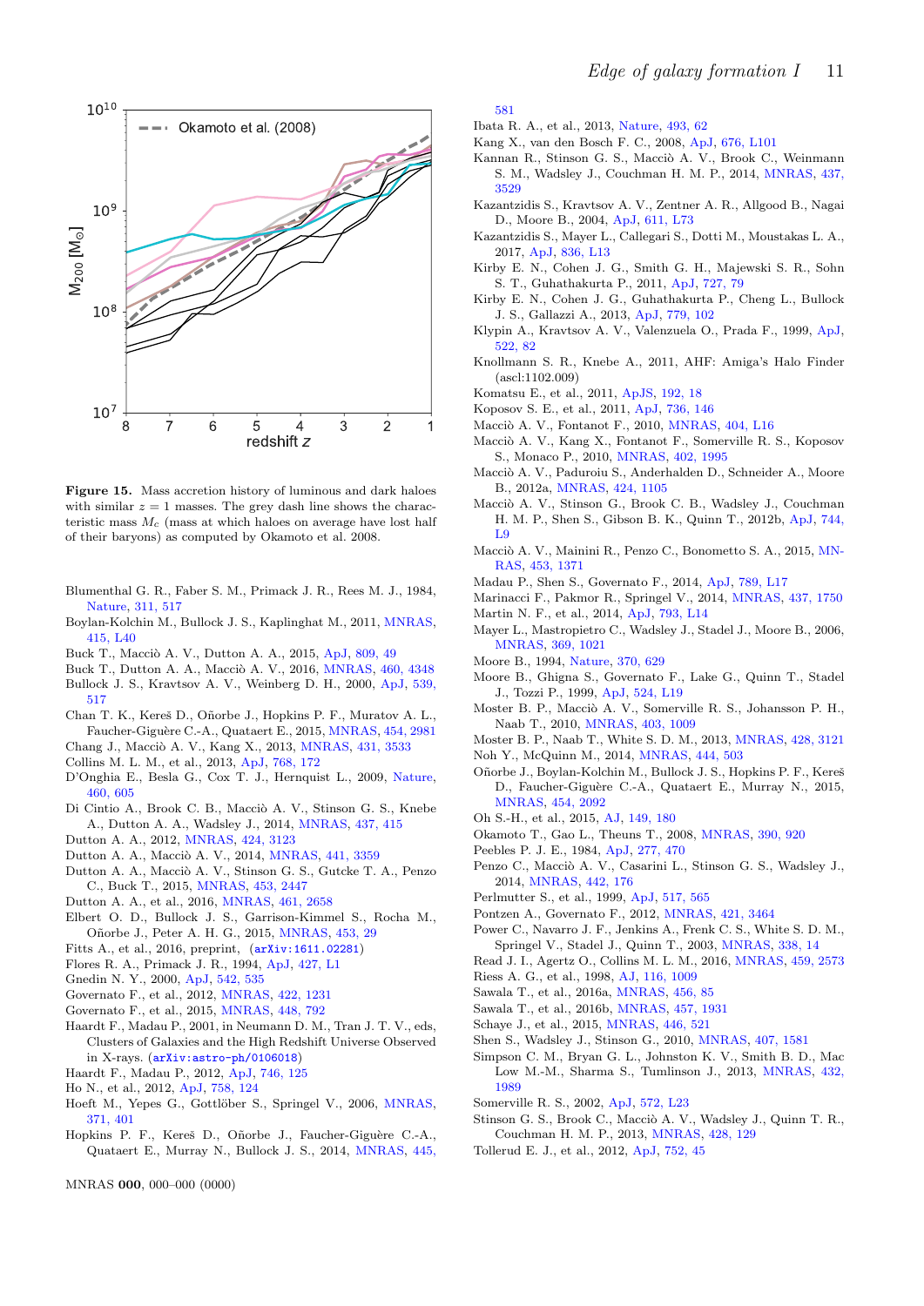**Figure 15.** Mass accretion history of luminous and dark haloes with similar $z = 1$ masses. The grey dash line shows the characteristic mass $M_c$ (mass at which haloes on average have lost half of their baryons) as computed by Okamoto et al. 2008.

Blumenthal G. R., Faber S. M., Primack J. R., Rees M. J., 1984, Nature, 311, 517
Boylan-Kolchin M., Bullock J. S., Kaplinghat M., 2011, MNRAS, 415, L40
Buck T., Macciò A. V., Dutton A. A., 2015, ApJ, 809, 49
Buck T., Dutton A. A., Macciò A. V., 2016, MNRAS, 460, 4348
Bullock J. S., Kravtsov A. V., Weinberg D. H., 2000, ApJ, 539, 517
Chan T. K., Kereš D., Oñorbe J., Hopkins P. F., Muratov A. L., Faucher-Giguère C.-A., Quataert E., 2015, MNRAS, 454, 2981
Chang J., Macciò A. V., Kang X., 2013, MNRAS, 431, 3533
Collins M. L. M., et al., 2013, ApJ, 768, 172
D'Onghia E., Besla G., Cox T. J., Hernquist L., 2009, Nature, 460, 605
Di Cintio A., Brook C. B., Macciò A. V., Stinson G. S., Knebe A., Dutton A. A., Wadsley J., 2014, MNRAS, 437, 415
Dutton A. A., 2012, MNRAS, 424, 3123
Dutton A. A., Macciò A. V., 2014, MNRAS, 441, 3359
Dutton A. A., Macciò A. V., Stinson G. S., Gutcke T. A., Penzo C., Buck T., 2015, MNRAS, 453, 2447
Dutton A. A., et al., 2016, MNRAS, 461, 2658
Elbert O. D., Bullock J. S., Garrison-Kimmel S., Rocha M., Oñorbe J., Peter A. H. G., 2015, MNRAS, 453, 29
Fitts A., et al., 2016, preprint, (arXiv:1611.02281)
Flores R. A., Primack J. R., 1994, ApJ, 427, L1
Gnedin N. Y., 2000, ApJ, 542, 535
Governato F., et al., 2012, MNRAS, 422, 1231
Governato F., et al., 2015, MNRAS, 448, 792
Haardt F., Madau P., 2001, in Neumann D. M., Tran J. T. V., eds, Clusters of Galaxies and the High Redshift Universe Observed in X-rays. (arXiv:astro-ph/0106018)
Haardt F., Madau P., 2012, ApJ, 746, 125
Ho N., et al., 2012, ApJ, 758, 124
Hoeft M., Yepes G., Gottlöber S., Springel V., 2006, MNRAS, 371, 401
Hopkins P. F., Kereš D., Oñorbe J., Faucher-Giguère C.-A., Quataert E., Murray N., Bullock J. S., 2014, MNRAS, 445, 581
Ibata R. A., et al., 2013, Nature, 493, 62
Kang X., van den Bosch F. C., 2008, ApJ, 676, L101
Kannan R., Stinson G. S., Macciò A. V., Brook C., Weinmann S. M., Wadsley J., Couchman H. M. P., 2014, MNRAS, 437, 3529
Kazantzidis S., Kravtsov A. V., Zentner A. R., Allgood B., Nagai D., Moore B., 2004, ApJ, 611, L73
Kazantzidis S., Mayer L., Callegari S., Dotti M., Moustakas L. A., 2017, ApJ, 836, L13
Kirby E. N., Cohen J. G., Smith G. H., Majewski S. R., Sohn S. T., Guhathakurta P., 2011, ApJ, 727, 79
Kirby E. N., Cohen J. G., Guhathakurta P., Cheng L., Bullock J. S., Gallazzi A., 2013, ApJ, 779, 102
Klypin A., Kravtsov A. V., Valenzuela O., Prada F., 1999, ApJ, 522, 82
Knollmann S. R., Knebe A., 2011, AHF: Amiga's Halo Finder (ascl:1102.009)
Komatsu E., et al., 2011, ApJS, 192, 18
Koposov S. E., et al., 2011, ApJ, 736, 146
Macciò A. V., Fontanot F., 2010, MNRAS, 404, L16
Macciò A. V., Kang X., Fontanot F., Somerville R. S., Koposov S., Monaco P., 2010, MNRAS, 402, 1995
Macciò A. V., Paduroiu S., Anderhalden D., Schneider A., Moore B., 2012a, MNRAS, 424, 1105
Macciò A. V., Stinson G., Brook C. B., Wadsley J., Couchman H. M. P., Shen S., Gibson B. K., Quinn T., 2012b, ApJ, 744, L9
Macciò A. V., Mainini R., Penzo C., Bonometto S. A., 2015, MNRAS, 453, 1371
Madau P., Shen S., Governato F., 2014, ApJ, 789, L17
Marinacci F., Pakmor R., Springel V., 2014, MNRAS, 437, 1750
Martin N. F., et al., 2014, ApJ, 793, L14
Mayer L., Mastropietro C., Wadsley J., Stadel J., Moore B., 2006, MNRAS, 369, 1021
Moore B., 1994, Nature, 370, 629
Moore B., Ghigna S., Governato F., Lake G., Quinn T., Stadel J., Tozzi P., 1999, ApJ, 524, L19
Moster B. P., Macciò A. V., Somerville R. S., Johansson P. H., Naab T., 2010, MNRAS, 403, 1009
Moster B. P., Naab T., White S. D. M., 2013, MNRAS, 428, 3121
Noh Y., McQuinn M., 2014, MNRAS, 444, 503
Oñorbe J., Boylan-Kolchin M., Bullock J. S., Hopkins P. F., Kereš D., Faucher-Giguère C.-A., Quataert E., Murray N., 2015, MNRAS, 454, 2092
Oh S.-H., et al., 2015, AJ, 149, 180
Okamoto T., Gao L., Theuns T., 2008, MNRAS, 390, 920
Peebles P. J. E., 1984, ApJ, 277, 470
Penzo C., Macciò A. V., Casarini L., Stinson G. S., Wadsley J., 2014, MNRAS, 442, 176
Perlmutter S., et al., 1999, ApJ, 517, 565
Pontzen A., Governato F., 2012, MNRAS, 421, 3464
Power C., Navarro J. F., Jenkins A., Frenk C. S., White S. D. M., Springel V., Stadel J., Quinn T., 2003, MNRAS, 338, 14
Read J. I., Agertz O., Collins M. L. M., 2016, MNRAS, 459, 2573
Riess A. G., et al., 1998, AJ, 116, 1009
Sawala T., et al., 2016a, MNRAS, 456, 85
Sawala T., et al., 2016b, MNRAS, 457, 1931
Schaye J., et al., 2015, MNRAS, 446, 521
Shen S., Wadsley J., Stinson G., 2010, MNRAS, 407, 1581
Simpson C. M., Bryan G. L., Johnston K. V., Smith B. D., Mac Low M.-M., Sharma S., Tumlinson J., 2013, MNRAS, 432, 1989
Somerville R. S., 2002, ApJ, 572, L23
Stinson G. S., Brook C., Macciò A. V., Wadsley J., Quinn T. R., Couchman H. M. P., 2013, MNRAS, 428, 129
Tollerud E. J., et al., 2012, ApJ, 752, 45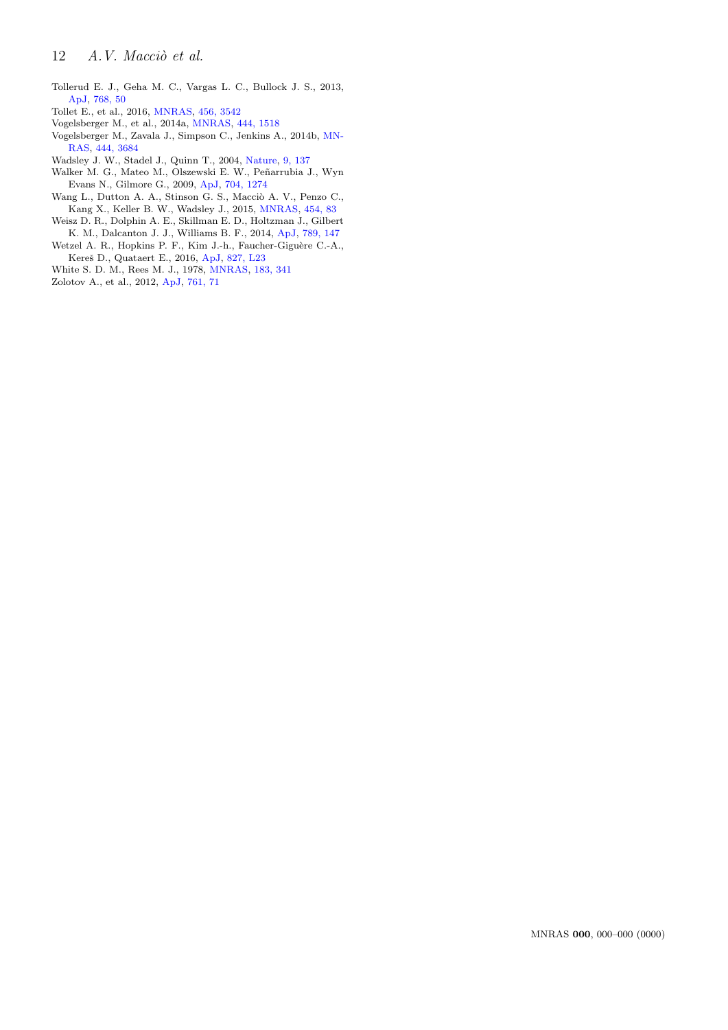Tollerud E. J., Geha M. C., Vargas L. C., Bullock J. S., 2013, ApJ, 768, 50

Tollet E., et al., 2016, MNRAS, 456, 3542

Vogelsberger M., et al., 2014a, MNRAS, 444, 1518

Vogelsberger M., Zavala J., Simpson C., Jenkins A., 2014b, MNRAS, 444, 3684

Wadsley J. W., Stadel J., Quinn T., 2004, Nature, 9, 137

Walker M. G., Mateo M., Olszewski E. W., Peñarrubia J., Wyn Evans N., Gilmore G., 2009, ApJ, 704, 1274

Wang L., Dutton A. A., Stinson G. S., Macciò A. V., Penzo C., Kang X., Keller B. W., Wadsley J., 2015, MNRAS, 454, 83

Weisz D. R., Dolphin A. E., Skillman E. D., Holtzman J., Gilbert K. M., Dalcanton J. J., Williams B. F., 2014, ApJ, 789, 147

Wetzel A. R., Hopkins P. F., Kim J.-h., Faucher-Giguère C.-A., Kereš D., Quataert E., 2016, ApJ, 827, L23

White S. D. M., Rees M. J., 1978, MNRAS, 183, 341

Zolotov A., et al., 2012, ApJ, 761, 71